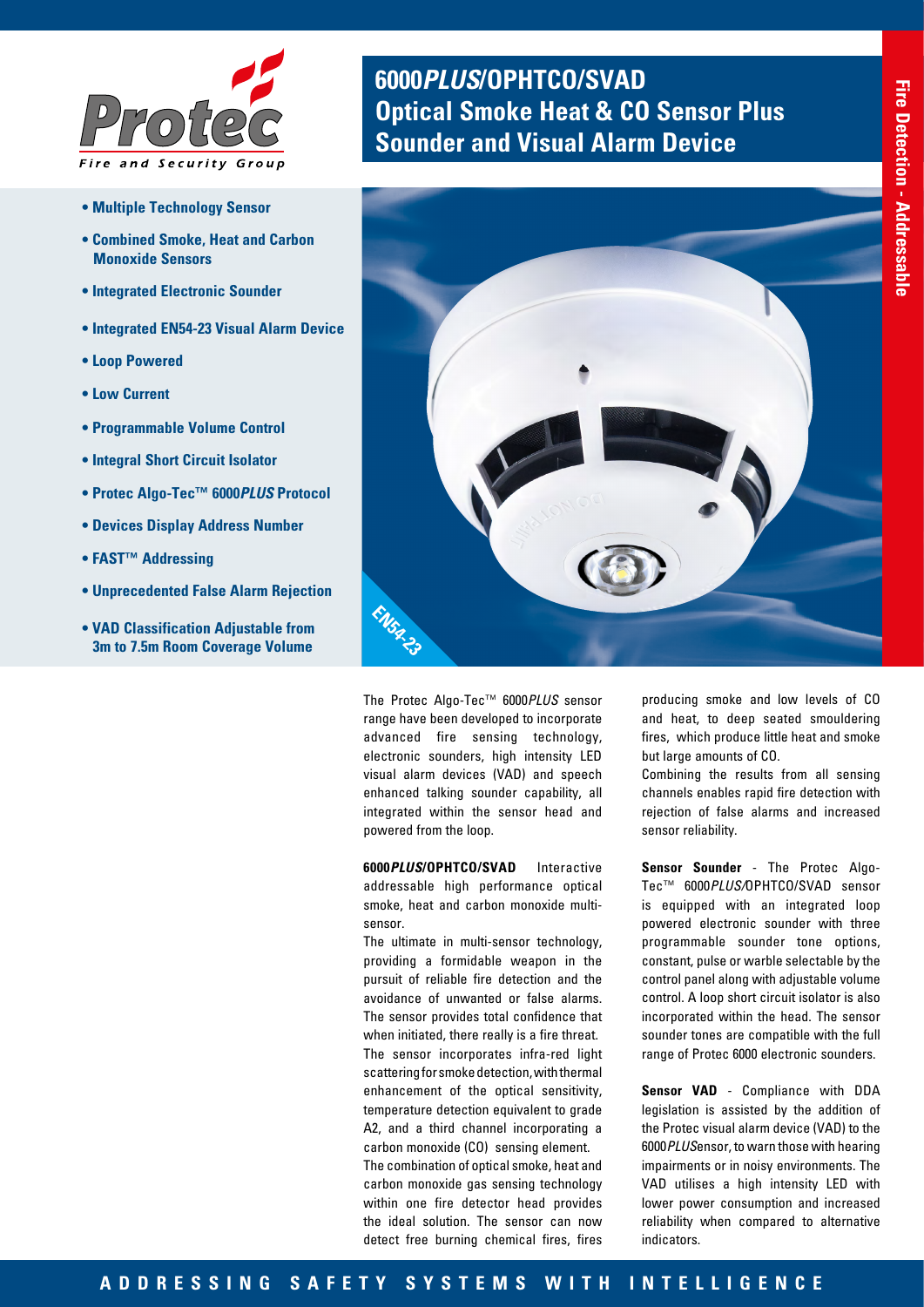# 6000*PLUS*/OPHTCO/SVAD
## Optical Smoke Heat & CO Sensor Plus Sounder and Visual Alarm Device

Fire Detection - Addressable

- **Multiple Technology Sensor**
- **Combined Smoke, Heat and Carbon Monoxide Sensors**
- **Integrated Electronic Sounder**
- **Integrated EN54-23 Visual Alarm Device**
- **Loop Powered**
- **Low Current**
- **Programmable Volume Control**
- **Integral Short Circuit Isolator**
- **Protec Algo-Tec™ 6000*PLUS* Protocol**
- **Devices Display Address Number**
- **FAST™ Addressing**
- **Unprecedented False Alarm Rejection**
- **VAD Classification Adjustable from 3m to 7.5m Room Coverage Volume**

EN54-23

The Protec Algo-Tec™ 6000*PLUS* sensor range have been developed to incorporate advanced fire sensing technology, electronic sounders, high intensity LED visual alarm devices (VAD) and speech enhanced talking sounder capability, all integrated within the sensor head and powered from the loop.

**6000*PLUS*/OPHTCO/SVAD** Interactive addressable high performance optical smoke, heat and carbon monoxide multi-sensor.

The ultimate in multi-sensor technology, providing a formidable weapon in the pursuit of reliable fire detection and the avoidance of unwanted or false alarms. The sensor provides total confidence that when initiated, there really is a fire threat. The sensor incorporates infra-red light scattering for smoke detection, with thermal enhancement of the optical sensitivity, temperature detection equivalent to grade A2, and a third channel incorporating a carbon monoxide (CO) sensing element.

The combination of optical smoke, heat and carbon monoxide gas sensing technology within one fire detector head provides the ideal solution. The sensor can now detect free burning chemical fires, fires producing smoke and low levels of CO and heat, to deep seated smouldering fires, which produce little heat and smoke but large amounts of CO.

Combining the results from all sensing channels enables rapid fire detection with rejection of false alarms and increased sensor reliability.

**Sensor Sounder** - The Protec Algo-Tec™ 6000*PLUS*/OPHTCO/SVAD sensor is equipped with an integrated loop powered electronic sounder with three programmable sounder tone options, constant, pulse or warble selectable by the control panel along with adjustable volume control. A loop short circuit isolator is also incorporated within the head. The sensor sounder tones are compatible with the full range of Protec 6000 electronic sounders.

**Sensor VAD** - Compliance with DDA legislation is assisted by the addition of the Protec visual alarm device (VAD) to the 6000*PLUS*ensor, to warn those with hearing impairments or in noisy environments. The VAD utilises a high intensity LED with lower power consumption and increased reliability when compared to alternative indicators.

**ADDRESSING SAFETY SYSTEMS WITH INTELLIGENCE**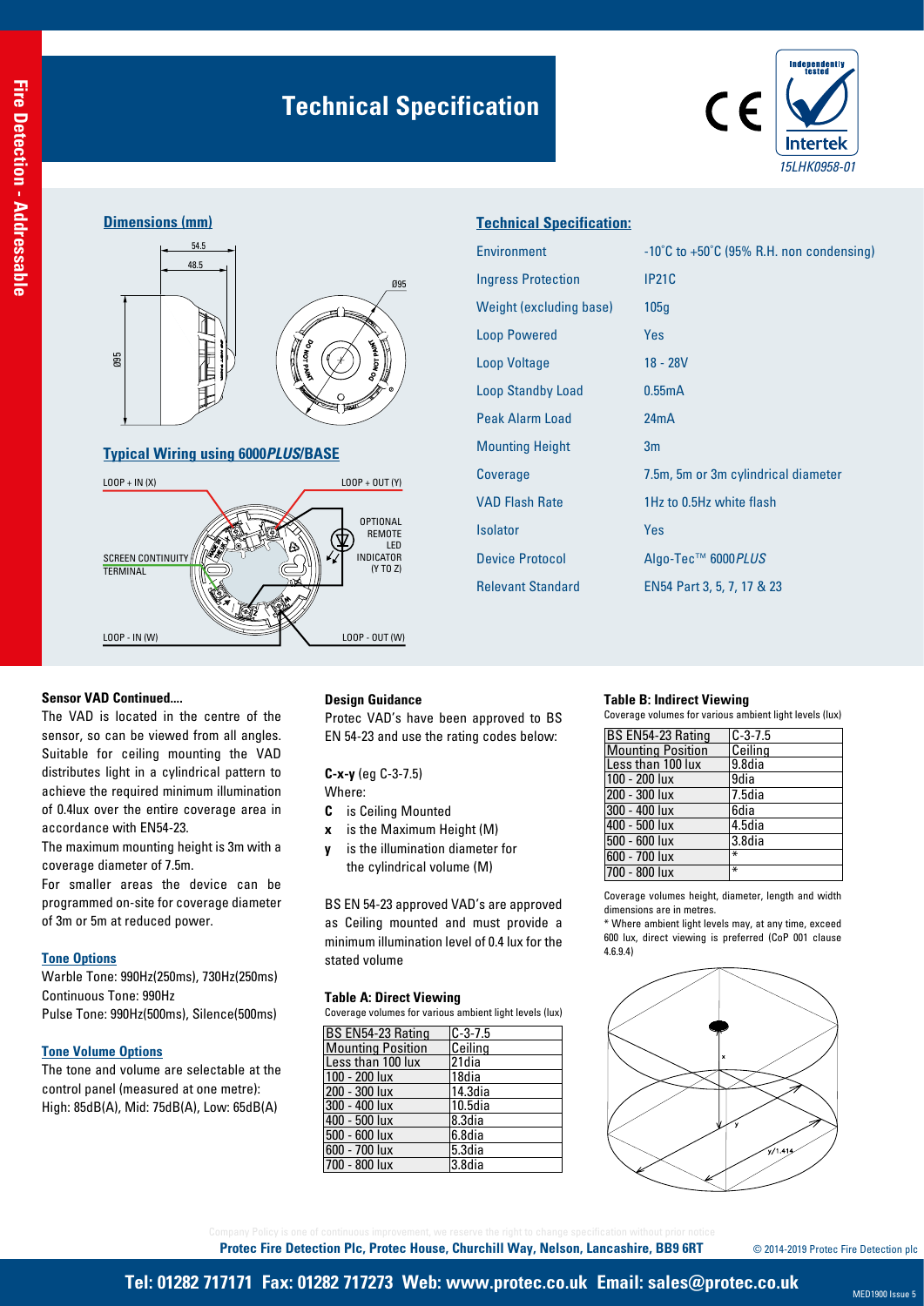# Technical Specification

Independently tested
Intertek
*15LHK0958-01*

## Dimensions (mm)

54.5
48.5
Ø95
Ø95

## Typical Wiring using 6000*PLUS*/BASE

LOOP + IN (X)
LOOP + OUT (Y)
OPTIONAL REMOTE LED INDICATOR (Y TO Z)
SCREEN CONTINUITY TERMINAL
LOOP - IN (W)
LOOP - OUT (W)

## Technical Specification:

| | |
|---|---|
| Environment | -10˚C to +50˚C (95% R.H. non condensing) |
| Ingress Protection | IP21C |
| Weight (excluding base) | 105g |
| Loop Powered | Yes |
| Loop Voltage | 18 - 28V |
| Loop Standby Load | 0.55mA |
| Peak Alarm Load | 24mA |
| Mounting Height | 3m |
| Coverage | 7.5m, 5m or 3m cylindrical diameter |
| VAD Flash Rate | 1Hz to 0.5Hz white flash |
| Isolator | Yes |
| Device Protocol | Algo-Tec™ 6000*PLUS* |
| Relevant Standard | EN54 Part 3, 5, 7, 17 & 23 |

**Sensor VAD Continued....**

The VAD is located in the centre of the sensor, so can be viewed from all angles. Suitable for ceiling mounting the VAD distributes light in a cylindrical pattern to achieve the required minimum illumination of 0.4lux over the entire coverage area in accordance with EN54-23.

The maximum mounting height is 3m with a coverage diameter of 7.5m.

For smaller areas the device can be programmed on-site for coverage diameter of 3m or 5m at reduced power.

### Tone Options

Warble Tone: 990Hz(250ms), 730Hz(250ms)
Continuous Tone: 990Hz
Pulse Tone: 990Hz(500ms), Silence(500ms)

### Tone Volume Options

The tone and volume are selectable at the control panel (measured at one metre):
High: 85dB(A), Mid: 75dB(A), Low: 65dB(A)

**Design Guidance**

Protec VAD's have been approved to BS EN 54-23 and use the rating codes below:

**C-x-y** (eg C-3-7.5)
Where:

- **C** is Ceiling Mounted
- **x** is the Maximum Height (M)
- **y** is the illumination diameter for the cylindrical volume (M)

BS EN 54-23 approved VAD's are approved as Ceiling mounted and must provide a minimum illumination level of 0.4 lux for the stated volume

**Table A: Direct Viewing**

Coverage volumes for various ambient light levels (lux)

| BS EN54-23 Rating | C-3-7.5 |
|---|---|
| Mounting Position | Ceiling |
| Less than 100 lux | 21dia |
| 100 - 200 lux | 18dia |
| 200 - 300 lux | 14.3dia |
| 300 - 400 lux | 10.5dia |
| 400 - 500 lux | 8.3dia |
| 500 - 600 lux | 6.8dia |
| 600 - 700 lux | 5.3dia |
| 700 - 800 lux | 3.8dia |

**Table B: Indirect Viewing**

Coverage volumes for various ambient light levels (lux)

| BS EN54-23 Rating | C-3-7.5 |
|---|---|
| Mounting Position | Ceiling |
| Less than 100 lux | 9.8dia |
| 100 - 200 lux | 9dia |
| 200 - 300 lux | 7.5dia |
| 300 - 400 lux | 6dia |
| 400 - 500 lux | 4.5dia |
| 500 - 600 lux | 3.8dia |
| 600 - 700 lux | * |
| 700 - 800 lux | * |

Coverage volumes height, diameter, length and width dimensions are in metres.

* Where ambient light levels may, at any time, exceed 600 lux, direct viewing is preferred (CoP 001 clause 4.6.9.4)

x
y
y/1.414

Company Policy is one of continuous improvement, we reserve the right to change specification without prior notice

**Protec Fire Detection Plc, Protec House, Churchill Way, Nelson, Lancashire, BB9 6RT**

© 2014-2019 Protec Fire Detection plc

**Tel: 01282 717171 Fax: 01282 717273 Web: www.protec.co.uk Email: sales@protec.co.uk**

MED1900 Issue 5